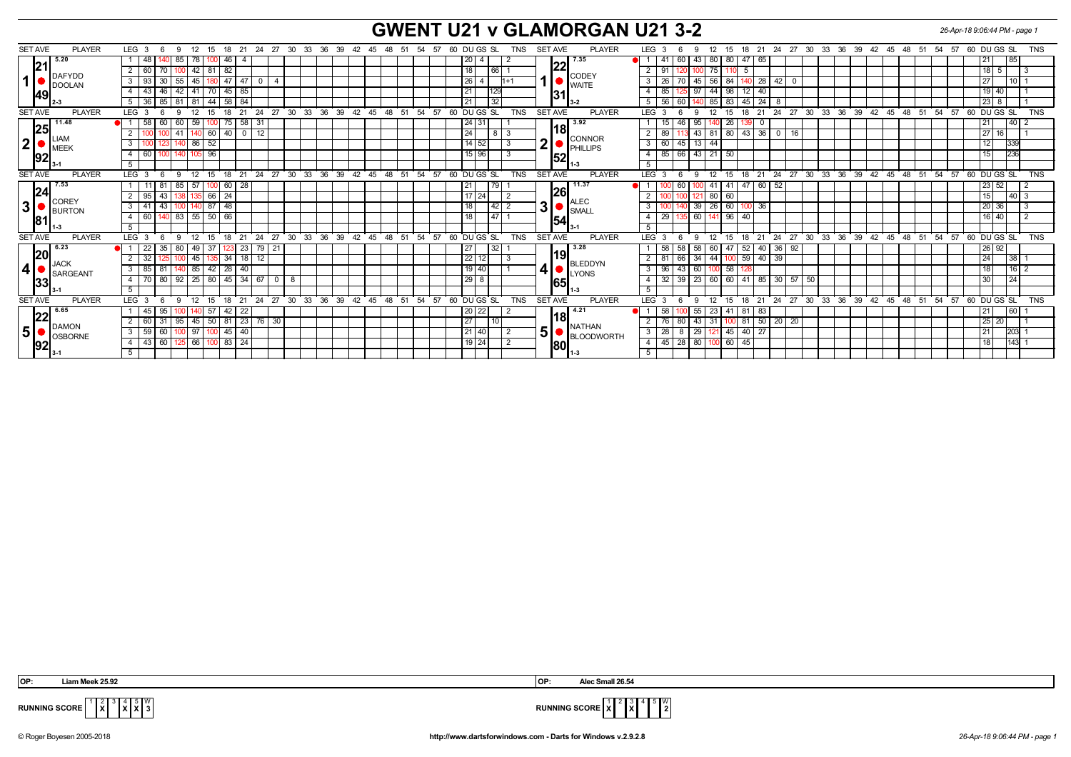# GWENT U21 v GLAMORGAN U21 3-2

26-Apr-18 9:06:44 PM - page 1

| SET | SET AVE | PLAYER | LEG | 3 | 6 | 9 | 12 | 15 | 18 | 21 | 24 | 27 | 30 | DU | GS | SL | TNS | SET | SET AVE | PLAYER | LEG | 3 | 6 | 9 | 12 | 15 | 18 | 21 | 24 | 27 | 30 | DU | GS | SL | TNS |
|---|---|---|---|---|---|---|---|---|---|---|---|---|---|---|---|---|---|---|---|---|---|---|---|---|---|---|---|---|---|---|---|---|---|---|---|
| 1 | 5.20 / 21.49 | DAFYDD DOOLAN (2-3) | 1 | 48 | 140 | 85 | 78 | 100 | 46 | 4 | | | | 20 | 4 | | 2 | 1 | 7.35 / 22.31 | CODEY WAITE (3-2) | 1 | 41 | 60 | 43 | 80 | 80 | 47 | 65 | | | | 21 | | 85 | |
| | | | 2 | 60 | 70 | 100 | 42 | 81 | 82 | | | | | 18 | | 66 | 1 | | | | 2 | 91 | 120 | 100 | 75 | 110 | 5 | | | | | 18 | 5 | | 3 |
| | | | 3 | 93 | 30 | 55 | 45 | 180 | 47 | 47 | 0 | 4 | | 26 | 4 | | 1+1 | | | | 3 | 26 | 70 | 45 | 56 | 84 | 140 | 28 | 42 | 0 | | 27 | | 10 | 1 |
| | | | 4 | 43 | 46 | 42 | 41 | 70 | 45 | 85 | | | | 21 | | 129 | | | | | 4 | 85 | 125 | 97 | 44 | 98 | 12 | 40 | | | | 19 | 40 | | 1 |
| | | | 5 | 36 | 85 | 81 | 81 | 44 | 58 | 84 | | | | 21 | | 32 | | | | | 5 | 56 | 60 | 140 | 85 | 83 | 45 | 24 | 8 | | | 23 | 8 | | 1 |
| 2 | 11.48 / 25.92 | LIAM MEEK (3-1) | 1 | 58 | 60 | 60 | 59 | 100 | 75 | 58 | 31 | | | 24 | 31 | | 1 | 2 | 3.92 / 18.52 | CONNOR PHILLIPS (1-3) | 1 | 15 | 46 | 95 | 140 | 26 | 139 | 0 | | | | 21 | | 40 | 2 |
| | | | 2 | 100 | 100 | 41 | 140 | 60 | 40 | 0 | 12 | | | 24 | | 8 | 3 | | | | 2 | 89 | 113 | 43 | 81 | 80 | 43 | 36 | 0 | 16 | | 27 | 16 | | 1 |
| | | | 3 | 100 | 123 | 140 | 86 | 52 | | | | | | 14 | 52 | | 3 | | | | 3 | 60 | 45 | 13 | 44 | | | | | | | 12 | | 339 | |
| | | | 4 | 60 | 100 | 140 | 105 | 96 | | | | | | 15 | 96 | | 3 | | | | 4 | 85 | 66 | 43 | 21 | 50 | | | | | | 15 | | 236 | |
| | | | 5 | | | | | | | | | | | | | | | | | | 5 | | | | | | | | | | | | | | |
| 3 | 7.53 / 24.81 | COREY BURTON (1-3) | 1 | 11 | 81 | 85 | 57 | 100 | 60 | 28 | | | | 21 | | 79 | 1 | 3 | 11.37 / 26.54 | ALEC SMALL (3-1) | 1 | 100 | 60 | 100 | 41 | 41 | 47 | 60 | 52 | | | 23 | 52 | | 2 |
| | | | 2 | 95 | 43 | 138 | 135 | 66 | 24 | | | | | 17 | 24 | | 2 | | | | 2 | 100 | 100 | 121 | 80 | 60 | | | | | | 15 | | 40 | 3 |
| | | | 3 | 41 | 43 | 100 | 140 | 87 | 48 | | | | | 18 | | 42 | 2 | | | | 3 | 100 | 140 | 39 | 26 | 60 | 100 | 36 | | | | 20 | 36 | | 3 |
| | | | 4 | 60 | 140 | 83 | 55 | 50 | 66 | | | | | 18 | | 47 | 1 | | | | 4 | 29 | 135 | 60 | 141 | 96 | 40 | | | | | 16 | 40 | | 2 |
| | | | 5 | | | | | | | | | | | | | | | | | | 5 | | | | | | | | | | | | | | |
| 4 | 6.23 / 20.33 | JACK SARGEANT (3-1) | 1 | 22 | 35 | 80 | 49 | 37 | 123 | 23 | 79 | 21 | | 27 | | 32 | 1 | 4 | 3.28 / 19.65 | BLEDDYN LYONS (1-3) | 1 | 58 | 58 | 58 | 60 | 47 | 52 | 40 | 36 | 92 | | 26 | 92 | | |
| | | | 2 | 32 | 125 | 100 | 45 | 135 | 34 | 18 | 12 | | | 22 | 12 | | 3 | | | | 2 | 81 | 66 | 34 | 44 | 100 | 59 | 40 | 39 | | | 24 | | 38 | 1 |
| | | | 3 | 85 | 81 | 140 | 85 | 42 | 28 | 40 | | | | 19 | 40 | | 1 | | | | 3 | 96 | 43 | 60 | 100 | 58 | 128 | | | | | 18 | | 16 | 2 |
| | | | 4 | 70 | 80 | 92 | 25 | 80 | 45 | 34 | 67 | 0 | 8 | 29 | 8 | | | | | | 4 | 32 | 39 | 23 | 60 | 60 | 41 | 85 | 30 | 57 | 50 | 30 | | 24 | |
| | | | 5 | | | | | | | | | | | | | | | | | | 5 | | | | | | | | | | | | | | |
| 5 | 6.65 / 22.92 | DAMON OSBORNE (3-1) | 1 | 45 | 95 | 100 | 140 | 57 | 42 | 22 | | | | 20 | 22 | | 2 | 5 | 4.21 / 18.80 | NATHAN BLOODWORTH (1-3) | 1 | 58 | 100 | 55 | 23 | 41 | 81 | 83 | | | | 21 | | 60 | 1 |
| | | | 2 | 60 | 31 | 95 | 45 | 50 | 81 | 23 | 76 | 30 | | 27 | | 10 | | | | | 2 | 76 | 80 | 43 | 31 | 100 | 81 | 50 | 20 | 20 | | 25 | 20 | | 1 |
| | | | 3 | 59 | 60 | 100 | 97 | 100 | 45 | 40 | | | | 21 | 40 | | 2 | | | | 3 | 28 | 8 | 29 | 121 | 45 | 40 | 27 | | | | 21 | | 203 | 1 |
| | | | 4 | 43 | 60 | 125 | 66 | 100 | 83 | 24 | | | | 19 | 24 | | 2 | | | | 4 | 45 | 28 | 80 | 100 | 60 | 45 | | | | | 18 | | 143 | 1 |
| | | | 5 | | | | | | | | | | | | | | | | | | 5 | | | | | | | | | | | | | | |

OP: Liam Meek 25.92

OP: Alec Small 26.54

| RUNNING SCORE | 1 | 2 | 3 | 4 | 5 | W |
|---|---|---|---|---|---|---|
| Gwent U21 | | X | | X | X | 3 |
| Glamorgan U21 | X | | X | | | 2 |

© Roger Boyesen 2005-2018 · http://www.dartsforwindows.com - Darts for Windows v.2.9.2.8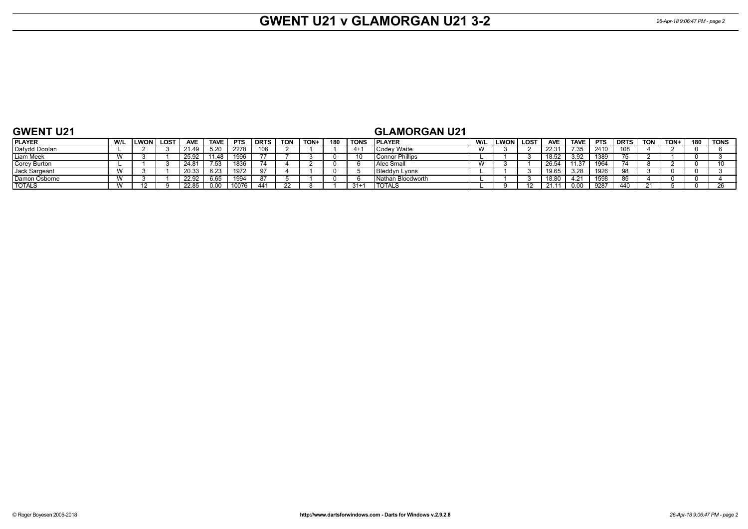# GWENT U21 v GLAMORGAN U21 3-2

## GWENT U21

| PLAYER | W/L | LWON | LOST | AVE | TAVE | PTS | DRTS | TON | TON+ | 180 | TONS |
|---|---|---|---|---|---|---|---|---|---|---|---|
| Dafydd Doolan | L | 2 | 3 | 21.49 | 5.20 | 2278 | 106 | 2 | 1 | 1 | 4+1 |
| Liam Meek | W | 3 | 1 | 25.92 | 11.48 | 1996 | 77 | 7 | 3 | 0 | 10 |
| Corey Burton | L | 1 | 3 | 24.81 | 7.53 | 1836 | 74 | 4 | 2 | 0 | 6 |
| Jack Sargeant | W | 3 | 1 | 20.33 | 6.23 | 1972 | 97 | 4 | 1 | 0 | 5 |
| Damon Osborne | W | 3 | 1 | 22.92 | 6.65 | 1994 | 87 | 5 | 1 | 0 | 6 |
| TOTALS | W | 12 | 9 | 22.85 | 0.00 | 10076 | 441 | 22 | 8 | 1 | 31+1 |

## GLAMORGAN U21

| PLAYER | W/L | LWON | LOST | AVE | TAVE | PTS | DRTS | TON | TON+ | 180 | TONS |
|---|---|---|---|---|---|---|---|---|---|---|---|
| Codey Waite | W | 3 | 2 | 22.31 | 7.35 | 2410 | 108 | 4 | 2 | 0 | 6 |
| Connor Phillips | L | 1 | 3 | 18.52 | 3.92 | 1389 | 75 | 2 | 1 | 0 | 3 |
| Alec Small | W | 3 | 1 | 26.54 | 11.37 | 1964 | 74 | 8 | 2 | 0 | 10 |
| Bleddyn Lyons | L | 1 | 3 | 19.65 | 3.28 | 1926 | 98 | 3 | 0 | 0 | 3 |
| Nathan Bloodworth | L | 1 | 3 | 18.80 | 4.21 | 1598 | 85 | 4 | 0 | 0 | 4 |
| TOTALS | L | 9 | 12 | 21.11 | 0.00 | 9287 | 440 | 21 | 5 | 0 | 26 |